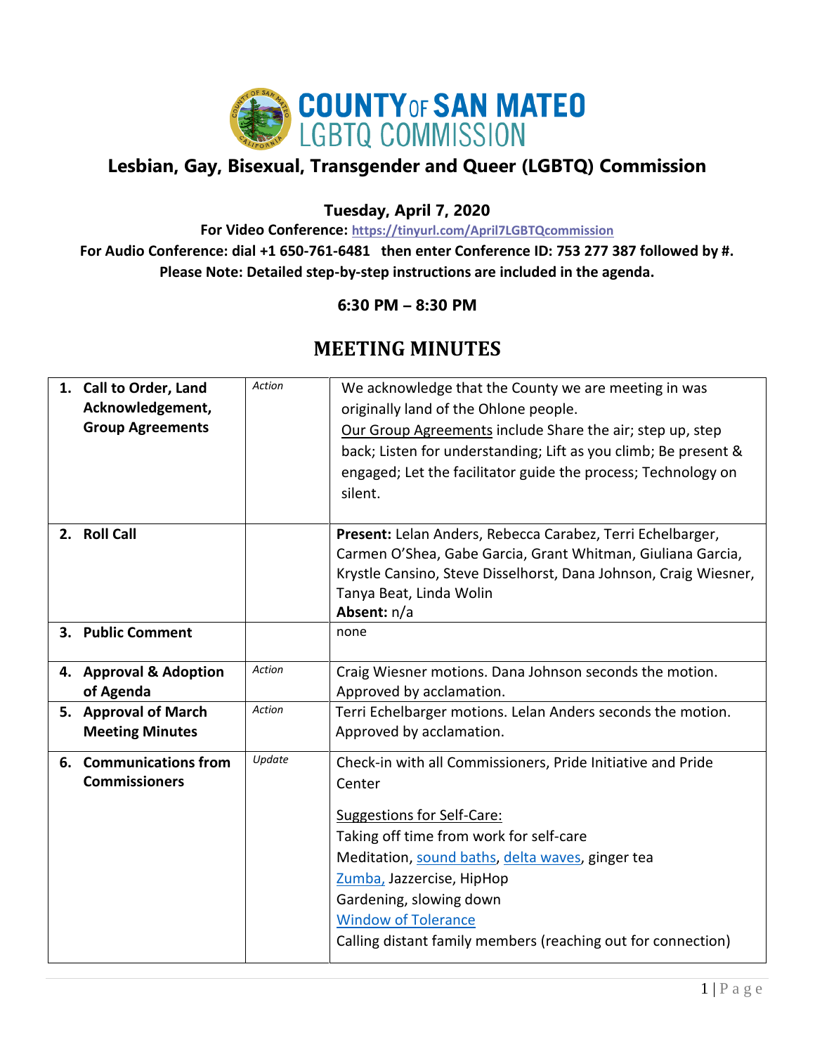# COUNTY OF SAN MATEO LGBTQ COMMISSION

## Lesbian, Gay, Bisexual, Transgender and Queer (LGBTQ) Commission

**Tuesday, April 7, 2020**

**For Video Conference: https://tinyurl.com/April7LGBTQcommission**

**For Audio Conference: dial +1 650-761-6481 then enter Conference ID: 753 277 387 followed by #.**

**Please Note: Detailed step-by-step instructions are included in the agenda.**

**6:30 PM – 8:30 PM**

## MEETING MINUTES

| | | |
|---|---|---|
| **1. Call to Order, Land Acknowledgement, Group Agreements** | *Action* | We acknowledge that the County we are meeting in was originally land of the Ohlone people.<br>Our Group Agreements include Share the air; step up, step back; Listen for understanding; Lift as you climb; Be present & engaged; Let the facilitator guide the process; Technology on silent. |
| **2. Roll Call** | | **Present:** Lelan Anders, Rebecca Carabez, Terri Echelbarger, Carmen O'Shea, Gabe Garcia, Grant Whitman, Giuliana Garcia, Krystle Cansino, Steve Disselhorst, Dana Johnson, Craig Wiesner, Tanya Beat, Linda Wolin<br>**Absent:** n/a |
| **3. Public Comment** | | none |
| **4. Approval & Adoption of Agenda** | *Action* | Craig Wiesner motions. Dana Johnson seconds the motion. Approved by acclamation. |
| **5. Approval of March Meeting Minutes** | *Action* | Terri Echelbarger motions. Lelan Anders seconds the motion. Approved by acclamation. |
| **6. Communications from Commissioners** | *Update* | Check-in with all Commissioners, Pride Initiative and Pride Center<br><br>Suggestions for Self-Care:<br>Taking off time from work for self-care<br>Meditation, sound baths, delta waves, ginger tea<br>Zumba, Jazzercise, HipHop<br>Gardening, slowing down<br>Window of Tolerance<br>Calling distant family members (reaching out for connection) |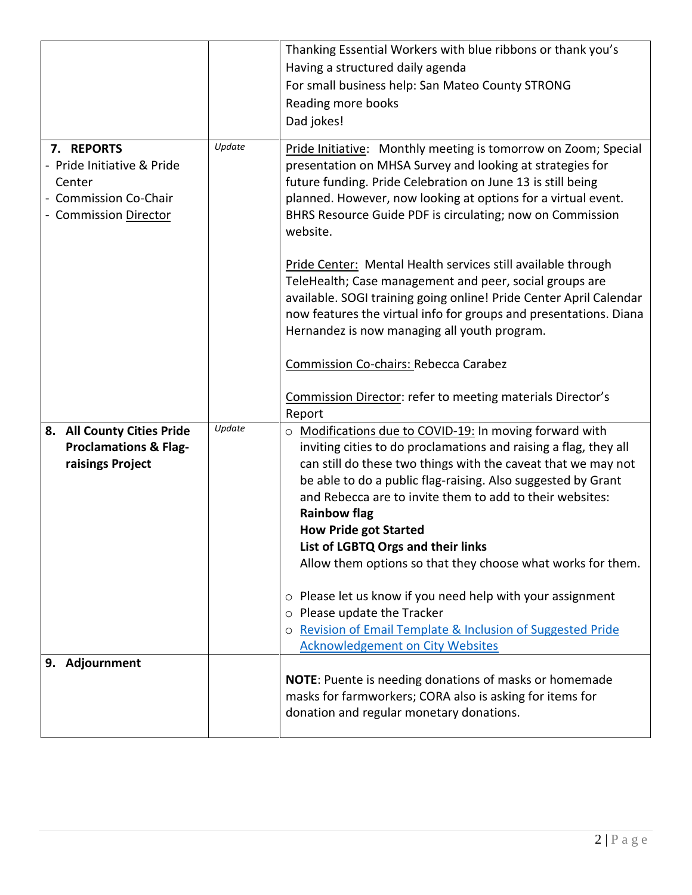| | | |
|---|---|---|
| | | Thanking Essential Workers with blue ribbons or thank you's<br>Having a structured daily agenda<br>For small business help: San Mateo County STRONG<br>Reading more books<br>Dad jokes! |
| **7. REPORTS**<br>- Pride Initiative & Pride Center<br>- Commission Co-Chair<br>- Commission Director | *Update* | Pride Initiative: Monthly meeting is tomorrow on Zoom; Special presentation on MHSA Survey and looking at strategies for future funding. Pride Celebration on June 13 is still being planned. However, now looking at options for a virtual event. BHRS Resource Guide PDF is circulating; now on Commission website.<br><br>Pride Center: Mental Health services still available through TeleHealth; Case management and peer, social groups are available. SOGI training going online! Pride Center April Calendar now features the virtual info for groups and presentations. Diana Hernandez is now managing all youth program.<br><br>Commission Co-chairs: Rebecca Carabez<br><br>Commission Director: refer to meeting materials Director's Report |
| **8. All County Cities Pride Proclamations & Flag-raisings Project** | *Update* | ○ Modifications due to COVID-19: In moving forward with inviting cities to do proclamations and raising a flag, they all can still do these two things with the caveat that we may not be able to do a public flag-raising. Also suggested by Grant and Rebecca are to invite them to add to their websites:<br>**Rainbow flag**<br>**How Pride got Started**<br>**List of LGBTQ Orgs and their links**<br>Allow them options so that they choose what works for them.<br><br>○ Please let us know if you need help with your assignment<br>○ Please update the Tracker<br>○ Revision of Email Template & Inclusion of Suggested Pride Acknowledgement on City Websites |
| **9. Adjournment** | | **NOTE**: Puente is needing donations of masks or homemade masks for farmworkers; CORA also is asking for items for donation and regular monetary donations. |